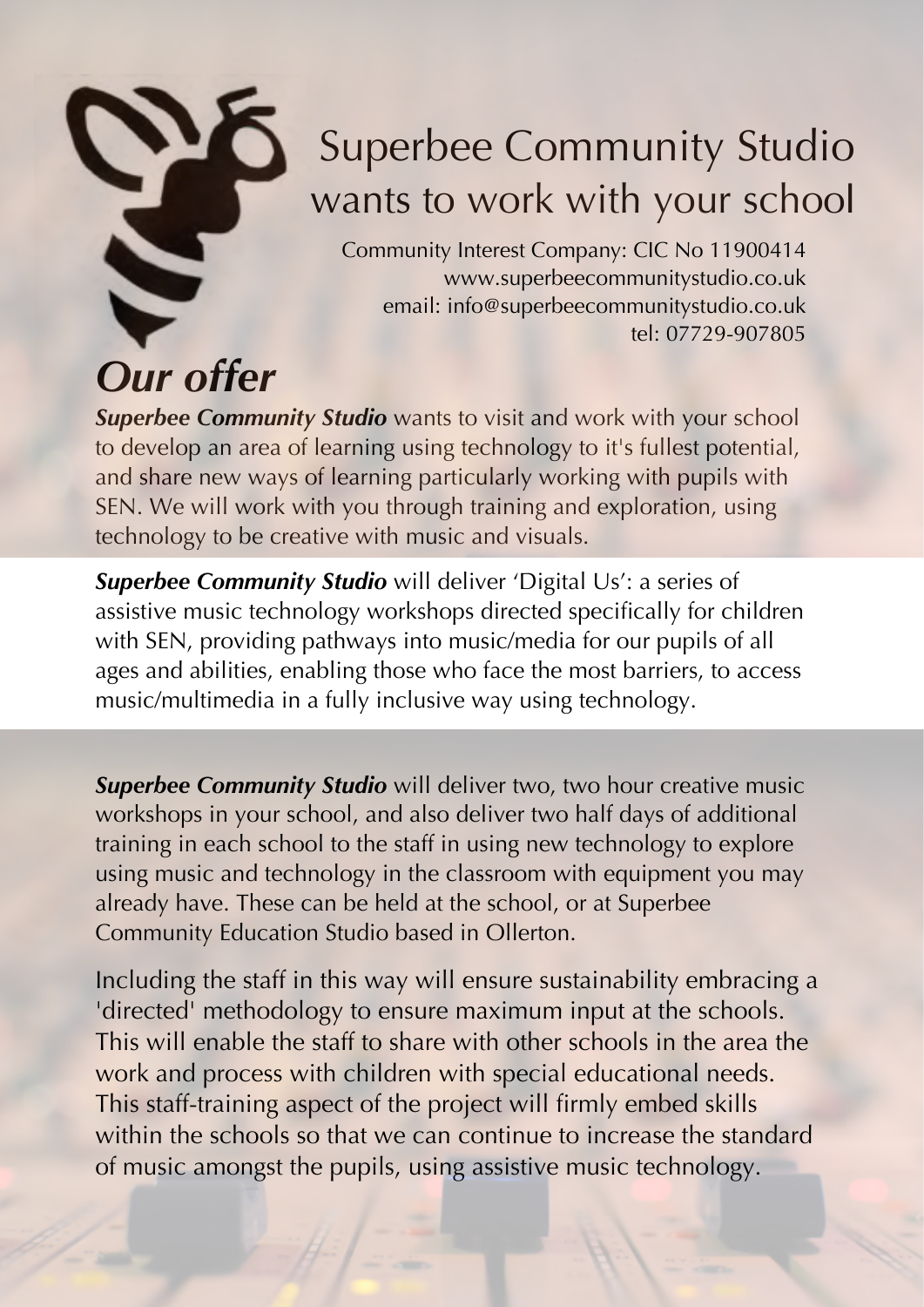# Superbee Community Studio wants to work with your school

Community Interest Company: CIC No 11900414
www.superbeecommunitystudio.co.uk
email: info@superbeecommunitystudio.co.uk
tel: 07729-907805

## *Our offer*

***Superbee Community Studio*** wants to visit and work with your school to develop an area of learning using technology to it's fullest potential, and share new ways of learning particularly working with pupils with SEN. We will work with you through training and exploration, using technology to be creative with music and visuals.

***Superbee Community Studio*** will deliver 'Digital Us': a series of assistive music technology workshops directed specifically for children with SEN, providing pathways into music/media for our pupils of all ages and abilities, enabling those who face the most barriers, to access music/multimedia in a fully inclusive way using technology.

***Superbee Community Studio*** will deliver two, two hour creative music workshops in your school, and also deliver two half days of additional training in each school to the staff in using new technology to explore using music and technology in the classroom with equipment you may already have. These can be held at the school, or at Superbee Community Education Studio based in Ollerton.

Including the staff in this way will ensure sustainability embracing a 'directed' methodology to ensure maximum input at the schools. This will enable the staff to share with other schools in the area the work and process with children with special educational needs. This staff-training aspect of the project will firmly embed skills within the schools so that we can continue to increase the standard of music amongst the pupils, using assistive music technology.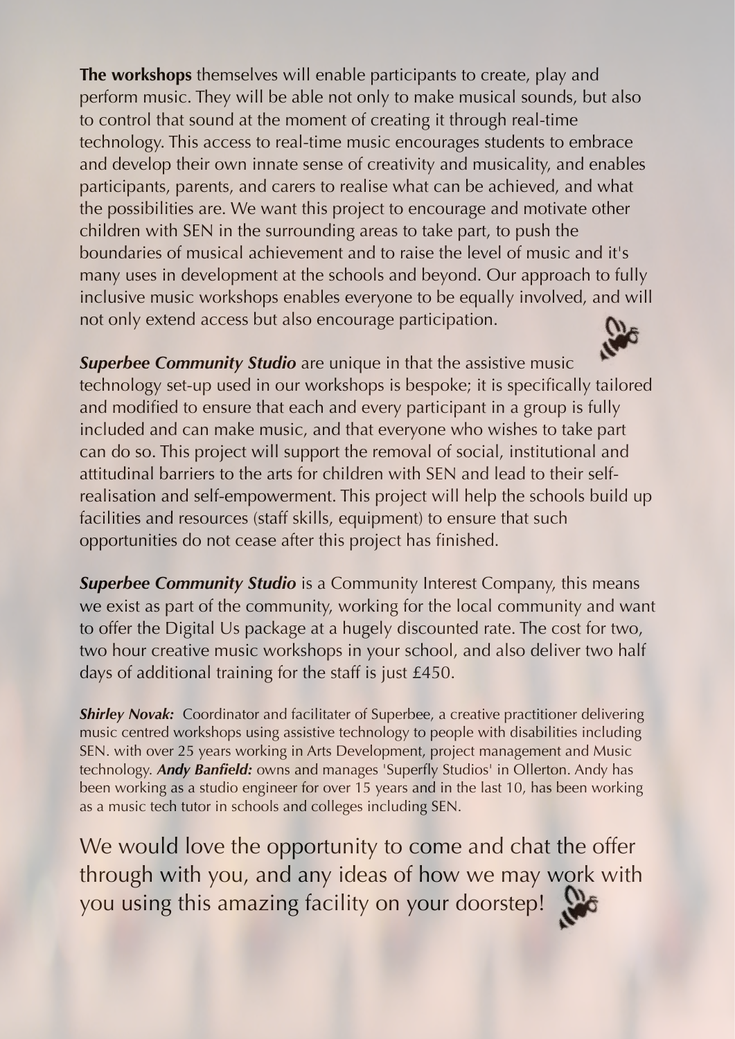**The workshops** themselves will enable participants to create, play and perform music. They will be able not only to make musical sounds, but also to control that sound at the moment of creating it through real-time technology. This access to real-time music encourages students to embrace and develop their own innate sense of creativity and musicality, and enables participants, parents, and carers to realise what can be achieved, and what the possibilities are. We want this project to encourage and motivate other children with SEN in the surrounding areas to take part, to push the boundaries of musical achievement and to raise the level of music and it's many uses in development at the schools and beyond. Our approach to fully inclusive music workshops enables everyone to be equally involved, and will not only extend access but also encourage participation.

***Superbee Community Studio*** are unique in that the assistive music technology set-up used in our workshops is bespoke; it is specifically tailored and modified to ensure that each and every participant in a group is fully included and can make music, and that everyone who wishes to take part can do so. This project will support the removal of social, institutional and attitudinal barriers to the arts for children with SEN and lead to their self-realisation and self-empowerment. This project will help the schools build up facilities and resources (staff skills, equipment) to ensure that such opportunities do not cease after this project has finished.

***Superbee Community Studio*** is a Community Interest Company, this means we exist as part of the community, working for the local community and want to offer the Digital Us package at a hugely discounted rate. The cost for two, two hour creative music workshops in your school, and also deliver two half days of additional training for the staff is just £450.

***Shirley Novak:*** Coordinator and facilitater of Superbee, a creative practitioner delivering music centred workshops using assistive technology to people with disabilities including SEN. with over 25 years working in Arts Development, project management and Music technology. ***Andy Banfield:*** owns and manages 'Superfly Studios' in Ollerton. Andy has been working as a studio engineer for over 15 years and in the last 10, has been working as a music tech tutor in schools and colleges including SEN.

We would love the opportunity to come and chat the offer through with you, and any ideas of how we may work with you using this amazing facility on your doorstep!